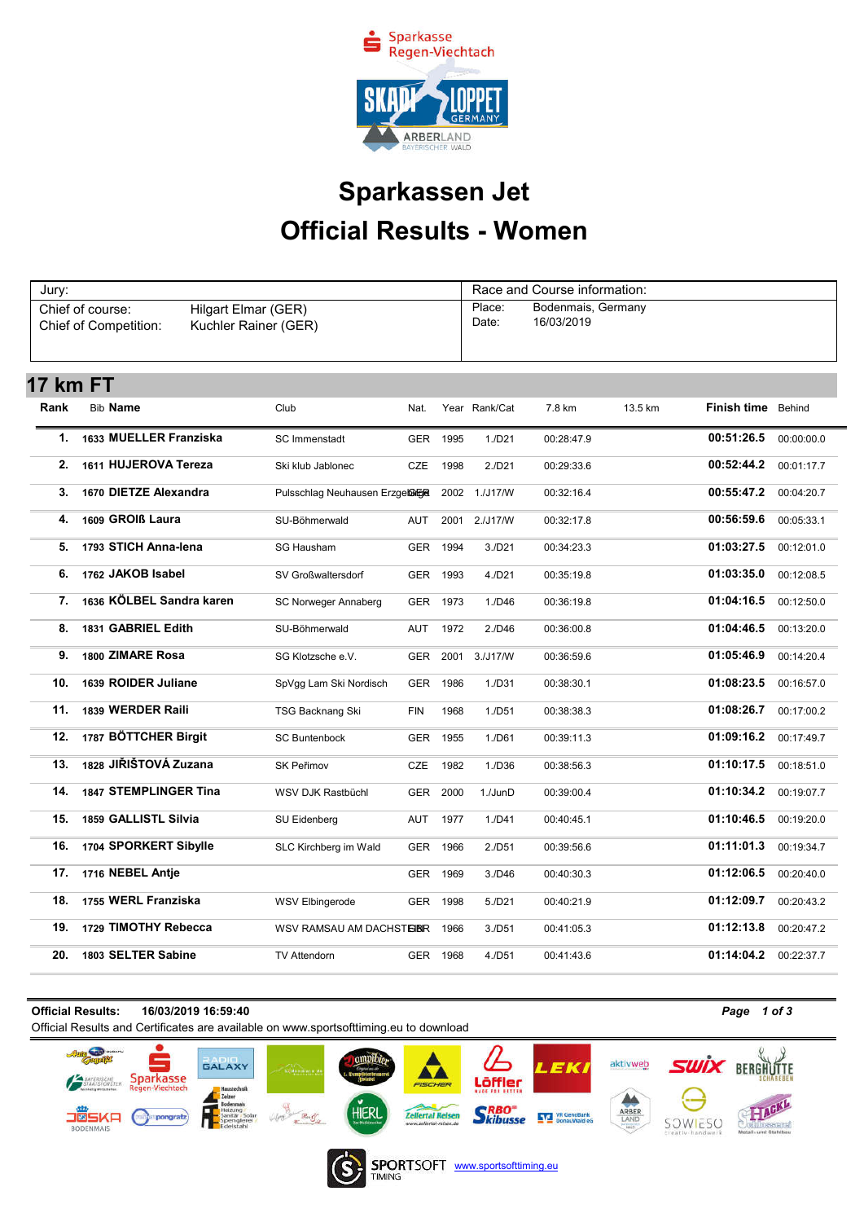Sparkasse Regen-Viechtach

# Sparkassen Jet

# Official Results - Women

| Jury: | | Race and Course information: | |
|---|---|---|---|
| Chief of course: | Hilgart Elmar (GER) | Place: | Bodenmais, Germany |
| Chief of Competition: | Kuchler Rainer (GER) | Date: | 16/03/2019 |

## 17 km FT

| Rank | Bib | Name | Club | Nat. | Year | Rank/Cat | 7.8 km | 13.5 km | Finish time | Behind |
|---|---|---|---|---|---|---|---|---|---|---|
| 1. | 1633 | MUELLER Franziska | SC Immenstadt | GER | 1995 | 1./D21 | 00:28:47.9 | | 00:51:26.5 | 00:00:00.0 |
| 2. | 1611 | HUJEROVA Tereza | Ski klub Jablonec | CZE | 1998 | 2./D21 | 00:29:33.6 | | 00:52:44.2 | 00:01:17.7 |
| 3. | 1670 | DIETZE Alexandra | Pulsschlag Neuhausen Erzgebirge | GER | 2002 | 1./J17/W | 00:32:16.4 | | 00:55:47.2 | 00:04:20.7 |
| 4. | 1609 | GROIß Laura | SU-Böhmerwald | AUT | 2001 | 2./J17/W | 00:32:17.8 | | 00:56:59.6 | 00:05:33.1 |
| 5. | 1793 | STICH Anna-lena | SG Hausham | GER | 1994 | 3./D21 | 00:34:23.3 | | 01:03:27.5 | 00:12:01.0 |
| 6. | 1762 | JAKOB Isabel | SV Großwaltersdorf | GER | 1993 | 4./D21 | 00:35:19.8 | | 01:03:35.0 | 00:12:08.5 |
| 7. | 1636 | KÖLBEL Sandra karen | SC Norweger Annaberg | GER | 1973 | 1./D46 | 00:36:19.8 | | 01:04:16.5 | 00:12:50.0 |
| 8. | 1831 | GABRIEL Edith | SU-Böhmerwald | AUT | 1972 | 2./D46 | 00:36:00.8 | | 01:04:46.5 | 00:13:20.0 |
| 9. | 1800 | ZIMARE Rosa | SG Klotzsche e.V. | GER | 2001 | 3./J17/W | 00:36:59.6 | | 01:05:46.9 | 00:14:20.4 |
| 10. | 1639 | ROIDER Juliane | SpVgg Lam Ski Nordisch | GER | 1986 | 1./D31 | 00:38:30.1 | | 01:08:23.5 | 00:16:57.0 |
| 11. | 1839 | WERDER Raili | TSG Backnang Ski | FIN | 1968 | 1./D51 | 00:38:38.3 | | 01:08:26.7 | 00:17:00.2 |
| 12. | 1787 | BÖTTCHER Birgit | SC Buntenbock | GER | 1955 | 1./D61 | 00:39:11.3 | | 01:09:16.2 | 00:17:49.7 |
| 13. | 1828 | JIŘIŠTOVÁ Zuzana | SK Peřimov | CZE | 1982 | 1./D36 | 00:38:56.3 | | 01:10:17.5 | 00:18:51.0 |
| 14. | 1847 | STEMPLINGER Tina | WSV DJK Rastbüchl | GER | 2000 | 1./JunD | 00:39:00.4 | | 01:10:34.2 | 00:19:07.7 |
| 15. | 1859 | GALLISTL Silvia | SU Eidenberg | AUT | 1977 | 1./D41 | 00:40:45.1 | | 01:10:46.5 | 00:19:20.0 |
| 16. | 1704 | SPORKERT Sibylle | SLC Kirchberg im Wald | GER | 1966 | 2./D51 | 00:39:56.6 | | 01:11:01.3 | 00:19:34.7 |
| 17. | 1716 | NEBEL Antje | | GER | 1969 | 3./D46 | 00:40:30.3 | | 01:12:06.5 | 00:20:40.0 |
| 18. | 1755 | WERL Franziska | WSV Elbingerode | GER | 1998 | 5./D21 | 00:40:21.9 | | 01:12:09.7 | 00:20:43.2 |
| 19. | 1729 | TIMOTHY Rebecca | WSV RAMSAU AM DACHSTEIN | GBR | 1966 | 3./D51 | 00:41:05.3 | | 01:12:13.8 | 00:20:47.2 |
| 20. | 1803 | SELTER Sabine | TV Attendorn | GER | 1968 | 4./D51 | 00:41:43.6 | | 01:14:04.2 | 00:22:37.7 |

**Official Results:** 16/03/2019 16:59:40

Official Results and Certificates are available on www.sportsofttiming.eu to download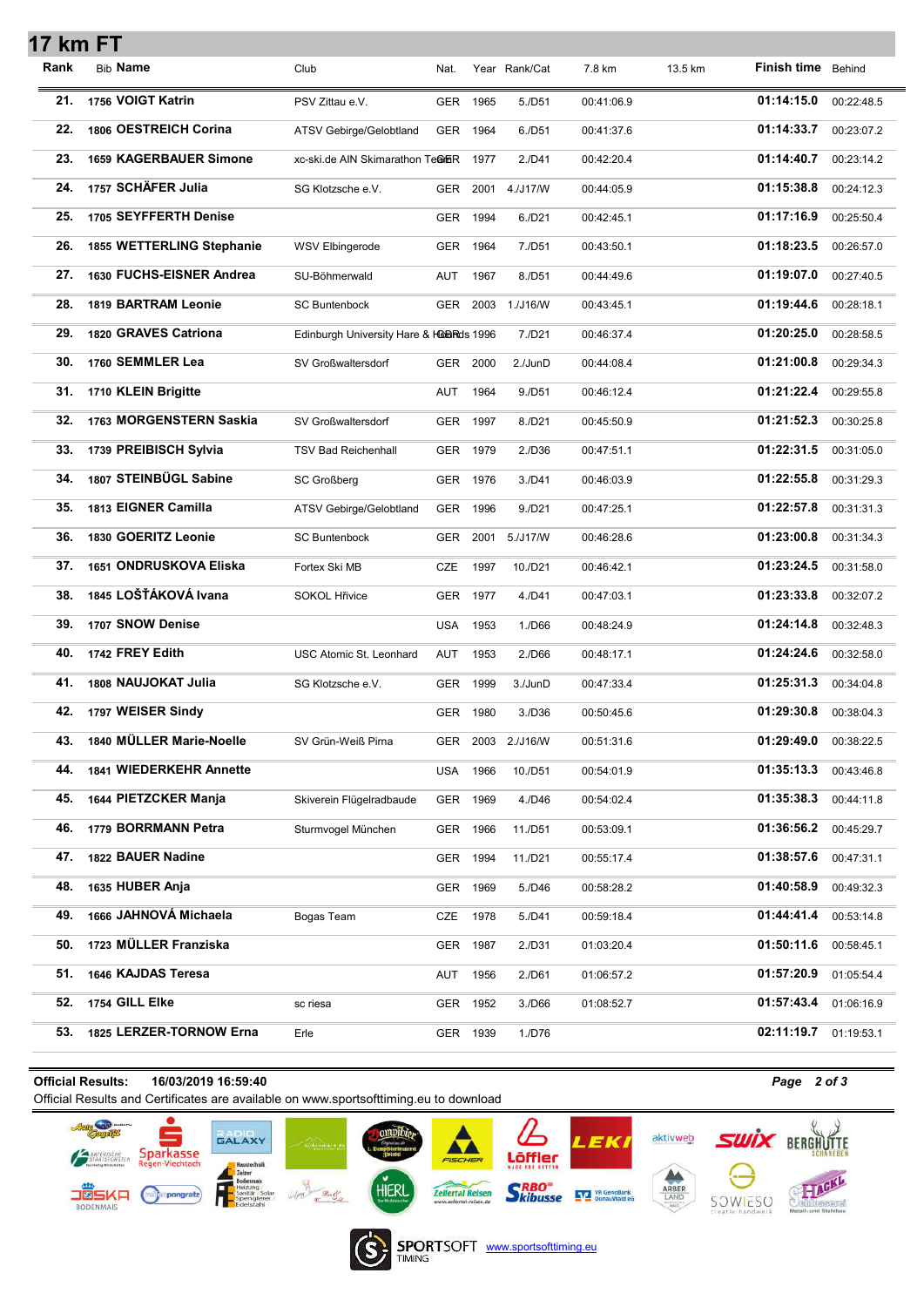# 17 km FT

| Rank | Bib | Name | Club | Nat. | Year | Rank/Cat | 7.8 km | 13.5 km | Finish time | Behind |
|---|---|---|---|---|---|---|---|---|---|---|
| 21. | 1756 | VOIGT Katrin | PSV Zittau e.V. | GER | 1965 | 5./D51 | 00:41:06.9 | | 01:14:15.0 | 00:22:48.5 |
| 22. | 1806 | OESTREICH Corina | ATSV Gebirge/Gelobtland | GER | 1964 | 6./D51 | 00:41:37.6 | | 01:14:33.7 | 00:23:07.2 |
| 23. | 1659 | KAGERBAUER Simone | xc-ski.de AIN Skimarathon Team | GER | 1977 | 2./D41 | 00:42:20.4 | | 01:14:40.7 | 00:23:14.2 |
| 24. | 1757 | SCHÄFER Julia | SG Klotzsche e.V. | GER | 2001 | 4./J17/W | 00:44:05.9 | | 01:15:38.8 | 00:24:12.3 |
| 25. | 1705 | SEYFFERTH Denise | | GER | 1994 | 6./D21 | 00:42:45.1 | | 01:17:16.9 | 00:25:50.4 |
| 26. | 1855 | WETTERLING Stephanie | WSV Elbingerode | GER | 1964 | 7./D51 | 00:43:50.1 | | 01:18:23.5 | 00:26:57.0 |
| 27. | 1630 | FUCHS-EISNER Andrea | SU-Böhmerwald | AUT | 1967 | 8./D51 | 00:44:49.6 | | 01:19:07.0 | 00:27:40.5 |
| 28. | 1819 | BARTRAM Leonie | SC Buntenbock | GER | 2003 | 1./J16/W | 00:43:45.1 | | 01:19:44.6 | 00:28:18.1 |
| 29. | 1820 | GRAVES Catriona | Edinburgh University Hare & Hounds | GBR | 1996 | 7./D21 | 00:46:37.4 | | 01:20:25.0 | 00:28:58.5 |
| 30. | 1760 | SEMMLER Lea | SV Großwaltersdorf | GER | 2000 | 2./JunD | 00:44:08.4 | | 01:21:00.8 | 00:29:34.3 |
| 31. | 1710 | KLEIN Brigitte | | AUT | 1964 | 9./D51 | 00:46:12.4 | | 01:21:22.4 | 00:29:55.8 |
| 32. | 1763 | MORGENSTERN Saskia | SV Großwaltersdorf | GER | 1997 | 8./D21 | 00:45:50.9 | | 01:21:52.3 | 00:30:25.8 |
| 33. | 1739 | PREIBISCH Sylvia | TSV Bad Reichenhall | GER | 1979 | 2./D36 | 00:47:51.1 | | 01:22:31.5 | 00:31:05.0 |
| 34. | 1807 | STEINBÜGL Sabine | SC Großberg | GER | 1976 | 3./D41 | 00:46:03.9 | | 01:22:55.8 | 00:31:29.3 |
| 35. | 1813 | EIGNER Camilla | ATSV Gebirge/Gelobtland | GER | 1996 | 9./D21 | 00:47:25.1 | | 01:22:57.8 | 00:31:31.3 |
| 36. | 1830 | GOERITZ Leonie | SC Buntenbock | GER | 2001 | 5./J17/W | 00:46:28.6 | | 01:23:00.8 | 00:31:34.3 |
| 37. | 1651 | ONDRUSKOVA Eliska | Fortex Ski MB | CZE | 1997 | 10./D21 | 00:46:42.1 | | 01:23:24.5 | 00:31:58.0 |
| 38. | 1845 | LOŠŤÁKOVÁ Ivana | SOKOL Hřivice | GER | 1977 | 4./D41 | 00:47:03.1 | | 01:23:33.8 | 00:32:07.2 |
| 39. | 1707 | SNOW Denise | | USA | 1953 | 1./D66 | 00:48:24.9 | | 01:24:14.8 | 00:32:48.3 |
| 40. | 1742 | FREY Edith | USC Atomic St. Leonhard | AUT | 1953 | 2./D66 | 00:48:17.1 | | 01:24:24.6 | 00:32:58.0 |
| 41. | 1808 | NAUJOKAT Julia | SG Klotzsche e.V. | GER | 1999 | 3./JunD | 00:47:33.4 | | 01:25:31.3 | 00:34:04.8 |
| 42. | 1797 | WEISER Sindy | | GER | 1980 | 3./D36 | 00:50:45.6 | | 01:29:30.8 | 00:38:04.3 |
| 43. | 1840 | MÜLLER Marie-Noelle | SV Grün-Weiß Pirna | GER | 2003 | 2./J16/W | 00:51:31.6 | | 01:29:49.0 | 00:38:22.5 |
| 44. | 1841 | WIEDERKEHR Annette | | USA | 1966 | 10./D51 | 00:54:01.9 | | 01:35:13.3 | 00:43:46.8 |
| 45. | 1644 | PIETZCKER Manja | Skiverein Flügelradbaude | GER | 1969 | 4./D46 | 00:54:02.4 | | 01:35:38.3 | 00:44:11.8 |
| 46. | 1779 | BORRMANN Petra | Sturmvogel München | GER | 1966 | 11./D51 | 00:53:09.1 | | 01:36:56.2 | 00:45:29.7 |
| 47. | 1822 | BAUER Nadine | | GER | 1994 | 11./D21 | 00:55:17.4 | | 01:38:57.6 | 00:47:31.1 |
| 48. | 1635 | HUBER Anja | | GER | 1969 | 5./D46 | 00:58:28.2 | | 01:40:58.9 | 00:49:32.3 |
| 49. | 1666 | JAHNOVÁ Michaela | Bogas Team | CZE | 1978 | 5./D41 | 00:59:18.4 | | 01:44:41.4 | 00:53:14.8 |
| 50. | 1723 | MÜLLER Franziska | | GER | 1987 | 2./D31 | 01:03:20.4 | | 01:50:11.6 | 00:58:45.1 |
| 51. | 1646 | KAJDAS Teresa | | AUT | 1956 | 2./D61 | 01:06:57.2 | | 01:57:20.9 | 01:05:54.4 |
| 52. | 1754 | GILL Elke | sc riesa | GER | 1952 | 3./D66 | 01:08:52.7 | | 01:57:43.4 | 01:06:16.9 |
| 53. | 1825 | LERZER-TORNOW Erna | Erle | GER | 1939 | 1./D76 | | | 02:11:19.7 | 01:19:53.1 |

**Official Results:** 16/03/2019 16:59:40

Official Results and Certificates are available on www.sportsofttiming.eu to download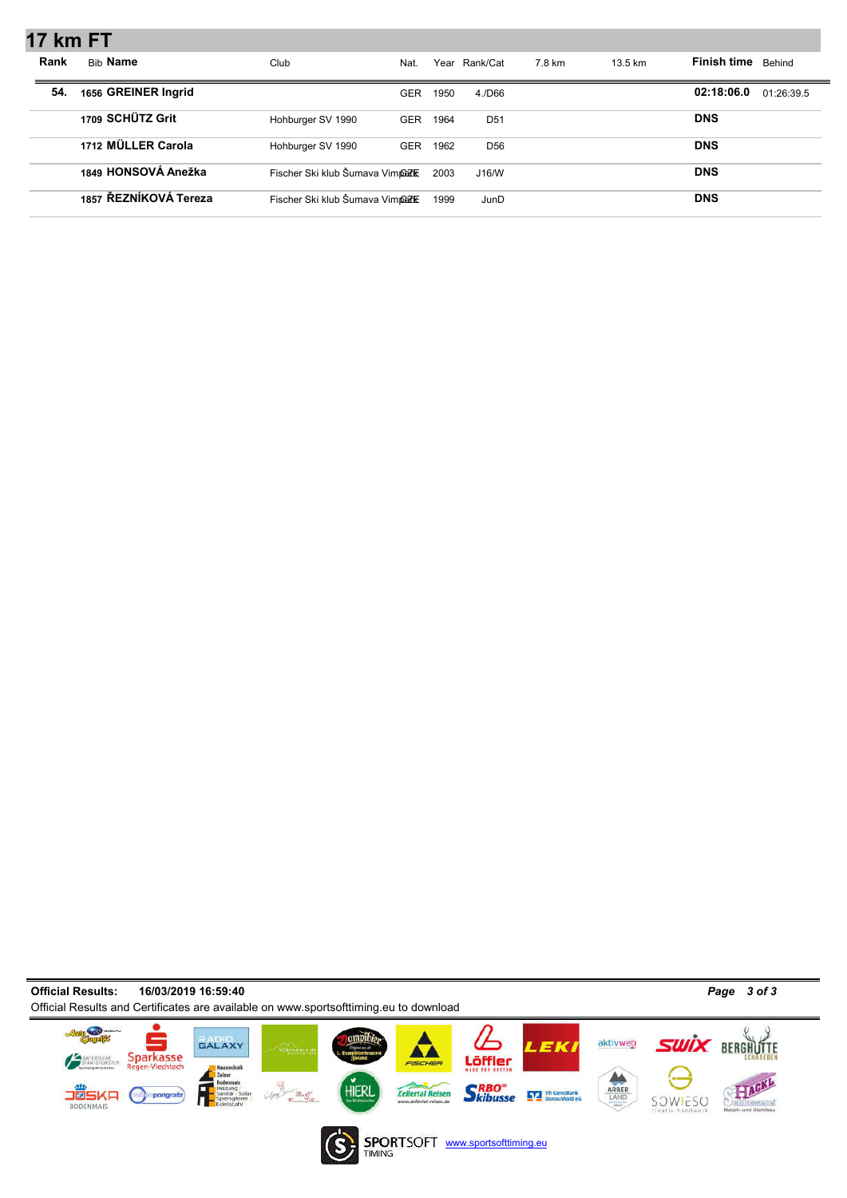# 17 km FT

| Rank | Bib | Name | Club | Nat. | Year | Rank/Cat | 7.8 km | 13.5 km | Finish time | Behind |
|---|---|---|---|---|---|---|---|---|---|---|
| 54. | 1656 | GREINER Ingrid | | GER | 1950 | 4./D66 | | | 02:18:06.0 | 01:26:39.5 |
| | 1709 | SCHÜTZ Grit | Hohburger SV 1990 | GER | 1964 | D51 | | | DNS | |
| | 1712 | MÜLLER Carola | Hohburger SV 1990 | GER | 1962 | D56 | | | DNS | |
| | 1849 | HONSOVÁ Anežka | Fischer Ski klub Šumava Vimperk | CZE | 2003 | J16/W | | | DNS | |
| | 1857 | ŘEZNÍKOVÁ Tereza | Fischer Ski klub Šumava Vimperk | CZE | 1999 | JunD | | | DNS | |

**Official Results:** 16/03/2019 16:59:40

Official Results and Certificates are available on www.sportsofttiming.eu to download

SPORTSOFT TIMING www.sportsofttiming.eu